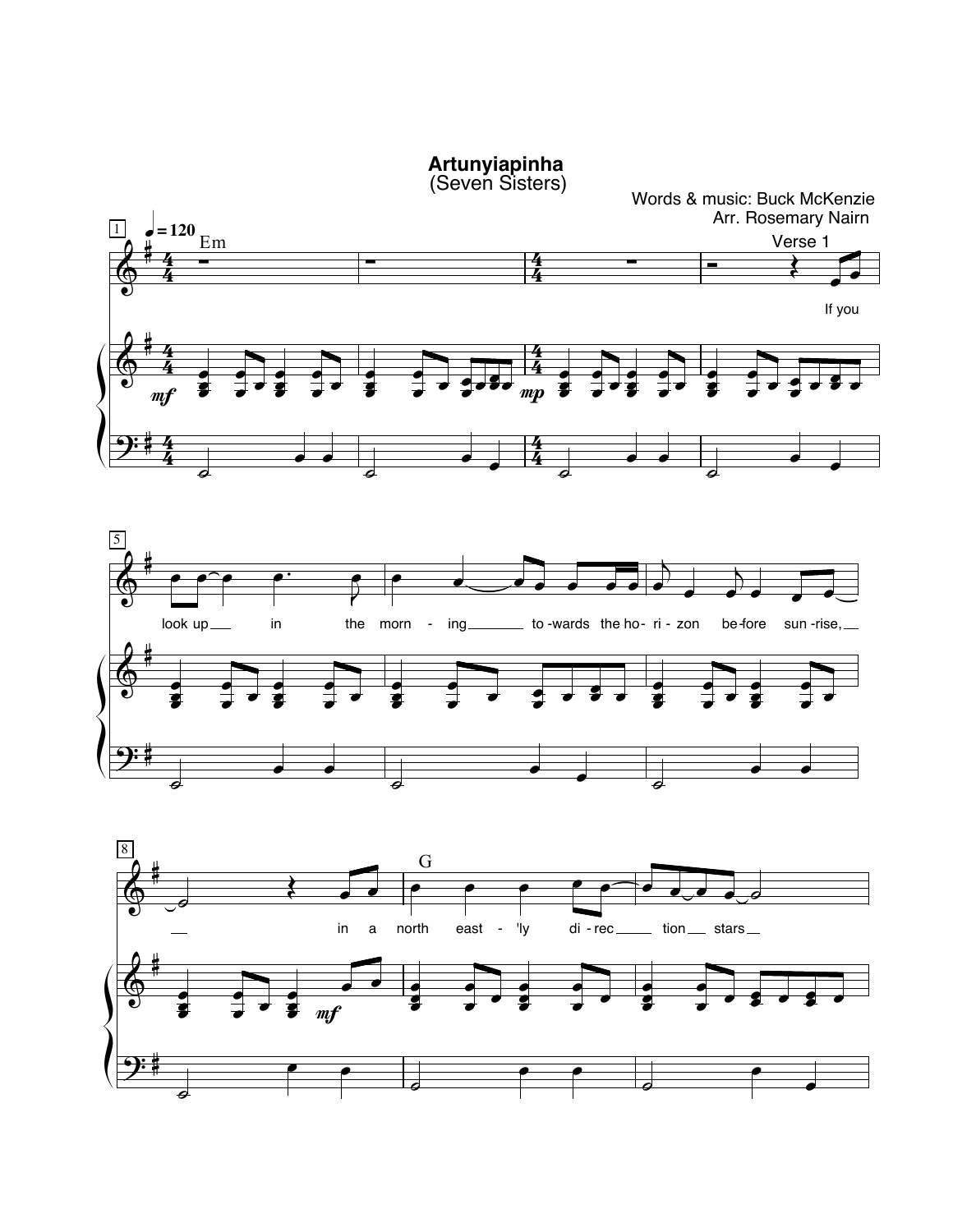# Artunyiapinha

(Seven Sisters)

Words & music: Buck McKenzie

Arr. Rosemary Nairn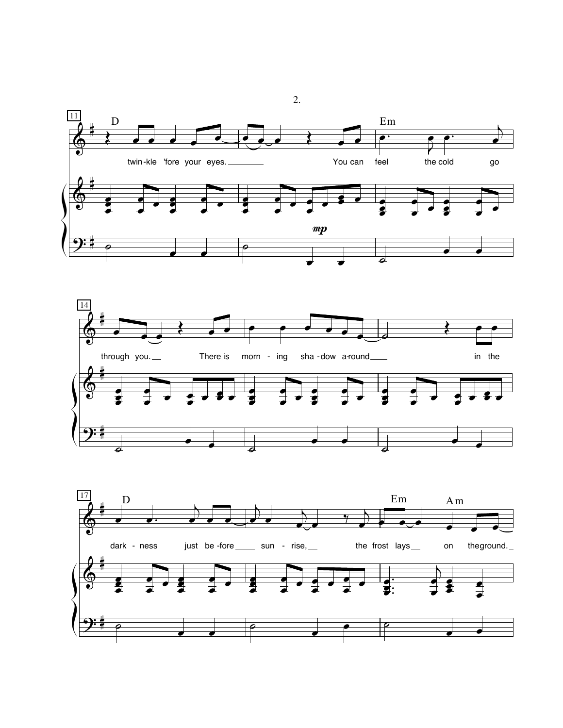**11** D

twin-kle 'fore your eyes. You can Em feel the cold go

*mp*

**14**

through you. There is morn - ing sha - dow a-round in the

**17** D

dark - ness just be - fore sun - rise, the Em frost lays Am on the ground.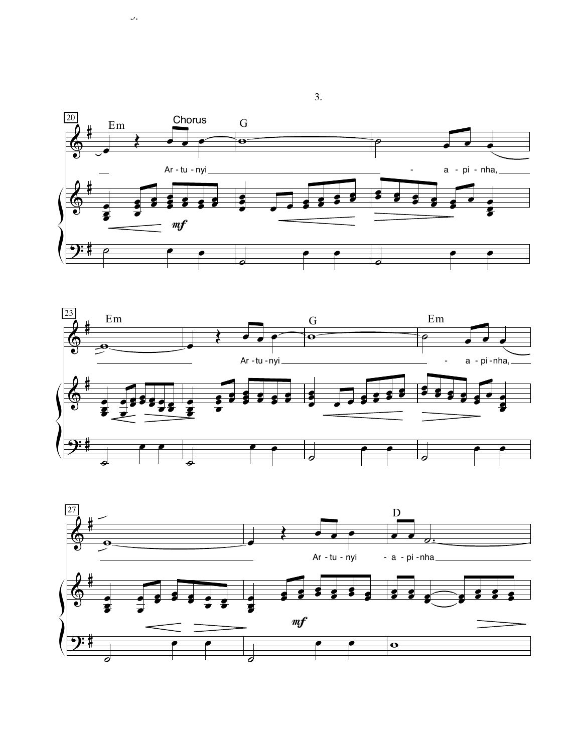3.

Chorus

Em G Em G Em D

Ar - tu - nyi - a - pi - nha,

Ar - tu - nyi - a - pi - nha,

Ar - tu - nyi - a - pi - nha

*mf*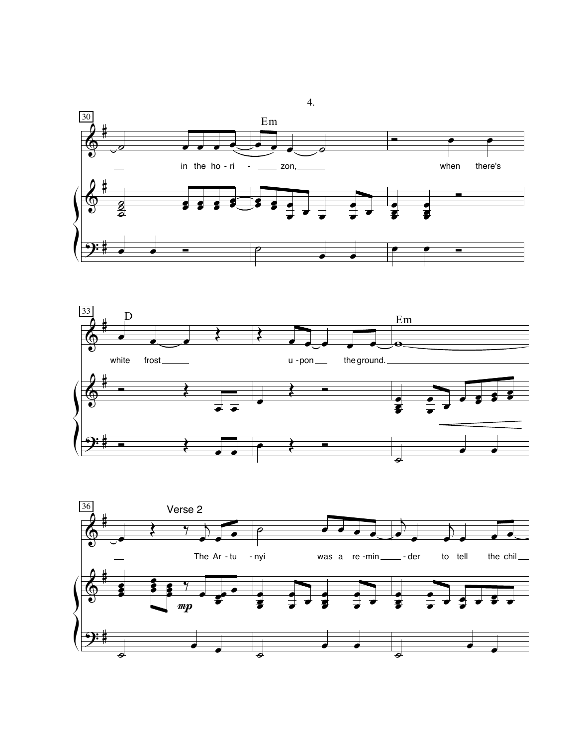30

Em

in the ho - ri - zon,

when there's

33

D

white frost

u - pon the ground.

Em

36

Verse 2

The Ar - tu - nyi was a re - min - der to tell the chil

*mp*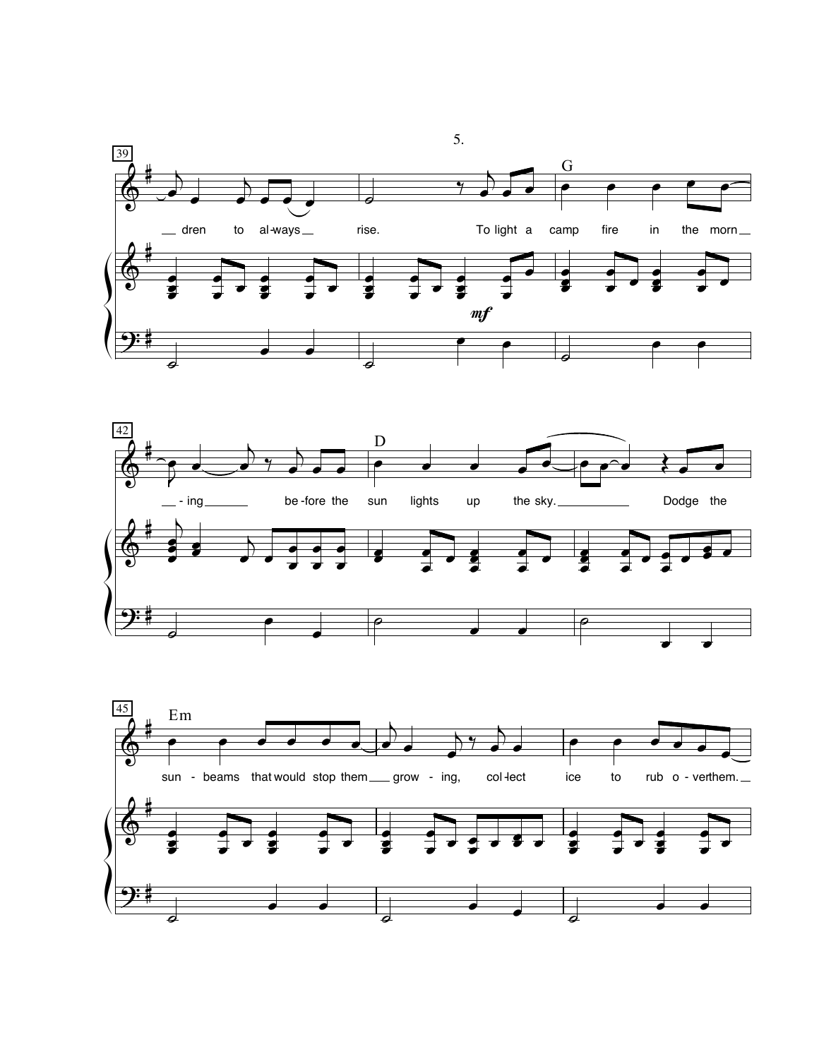39

G

— dren to al-ways — rise. To light a camp fire in the morn —

*mf*

42

D

— - ing — be-fore the sun lights up the sky. — Dodge the

45

Em

sun - beams that would stop them — grow - ing, col-lect ice to rub o - ver them. —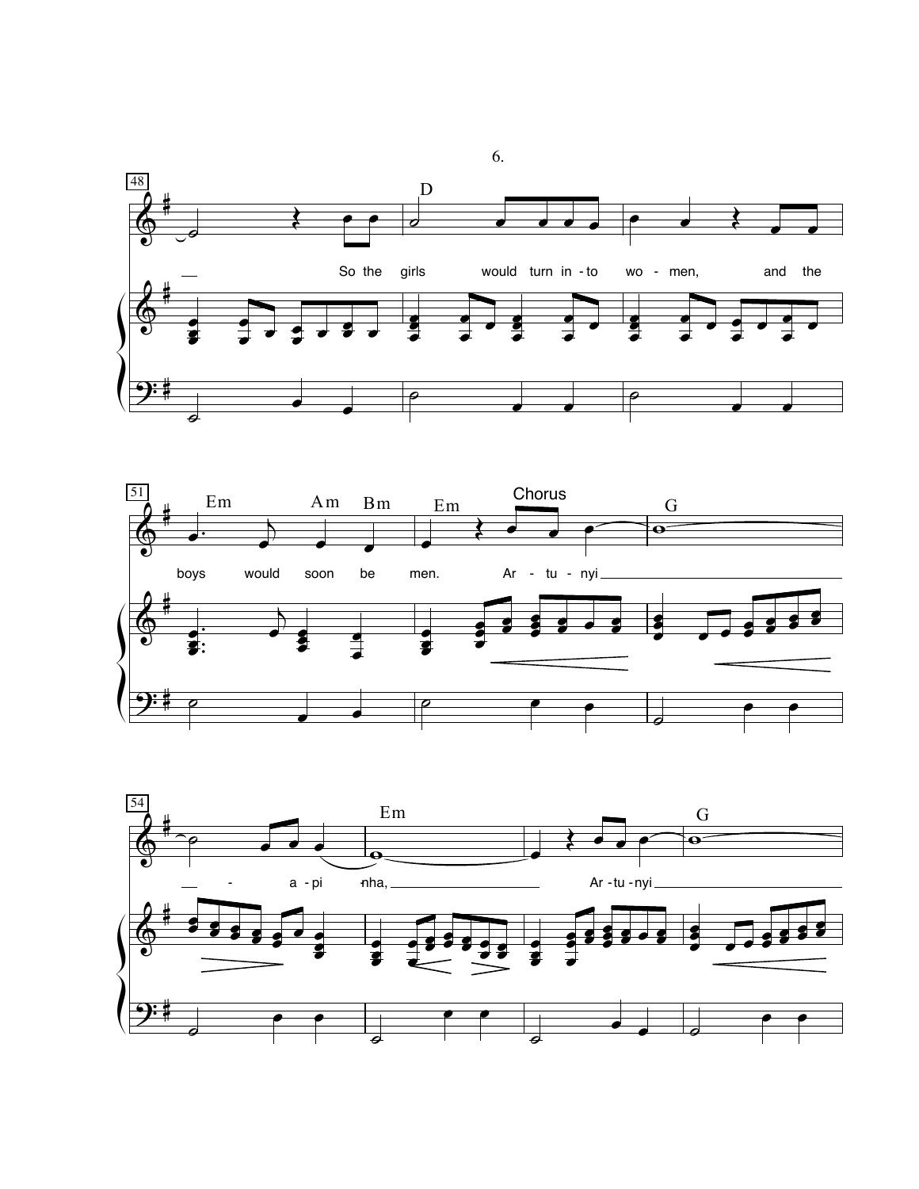48

D

So the girls would turn in - to wo - men, and the

51

Em Am Bm Em

Chorus

G

boys would soon be men. Ar - tu - nyi

54

Em G

- a - pi nha, Ar - tu - nyi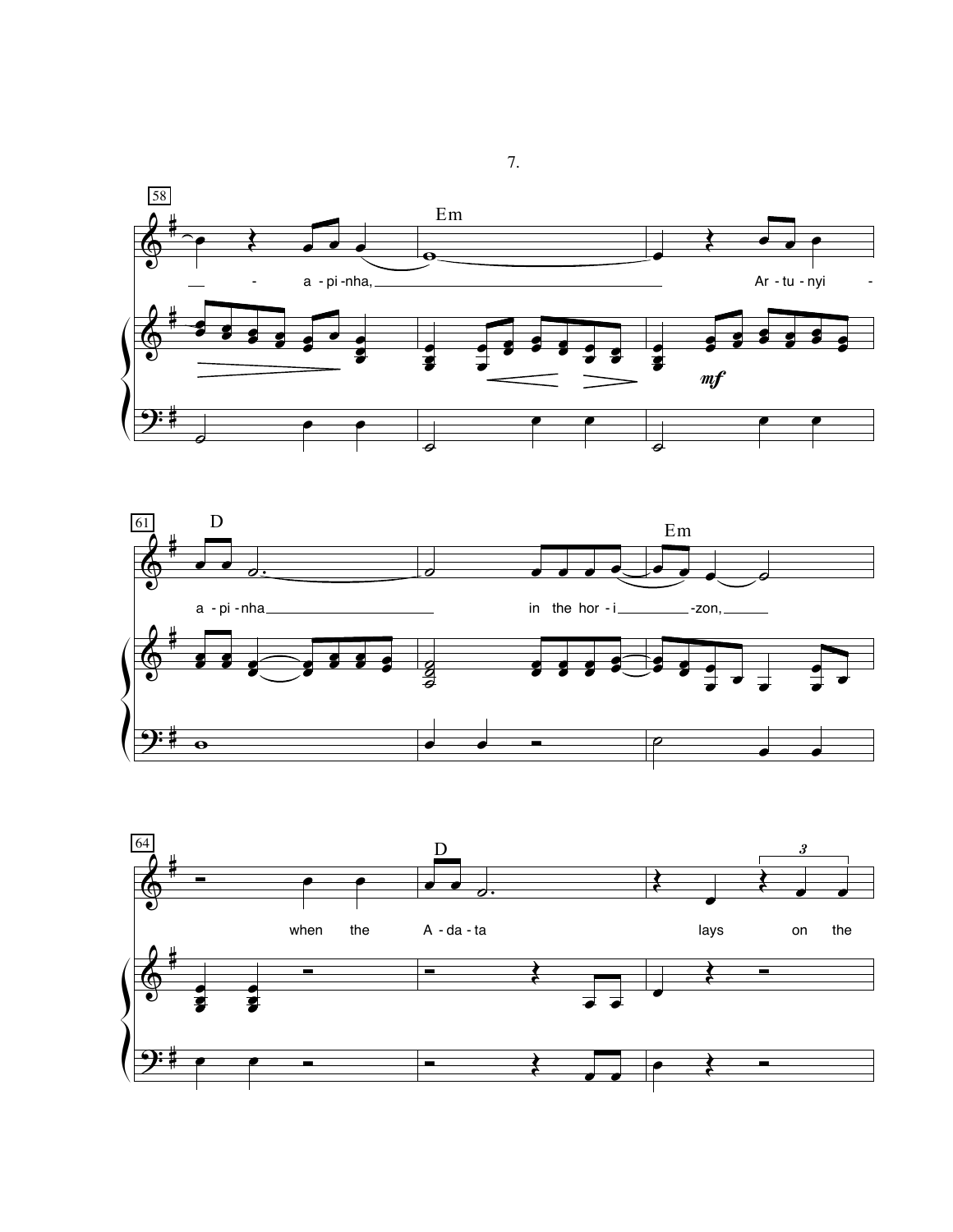58

Em

— - a - pi - nha, — Ar - tu - nyi -

*mf*

61

D

Em

a - pi - nha — in the hor - i — -zon, —

64

D

3

when the A - da - ta lays on the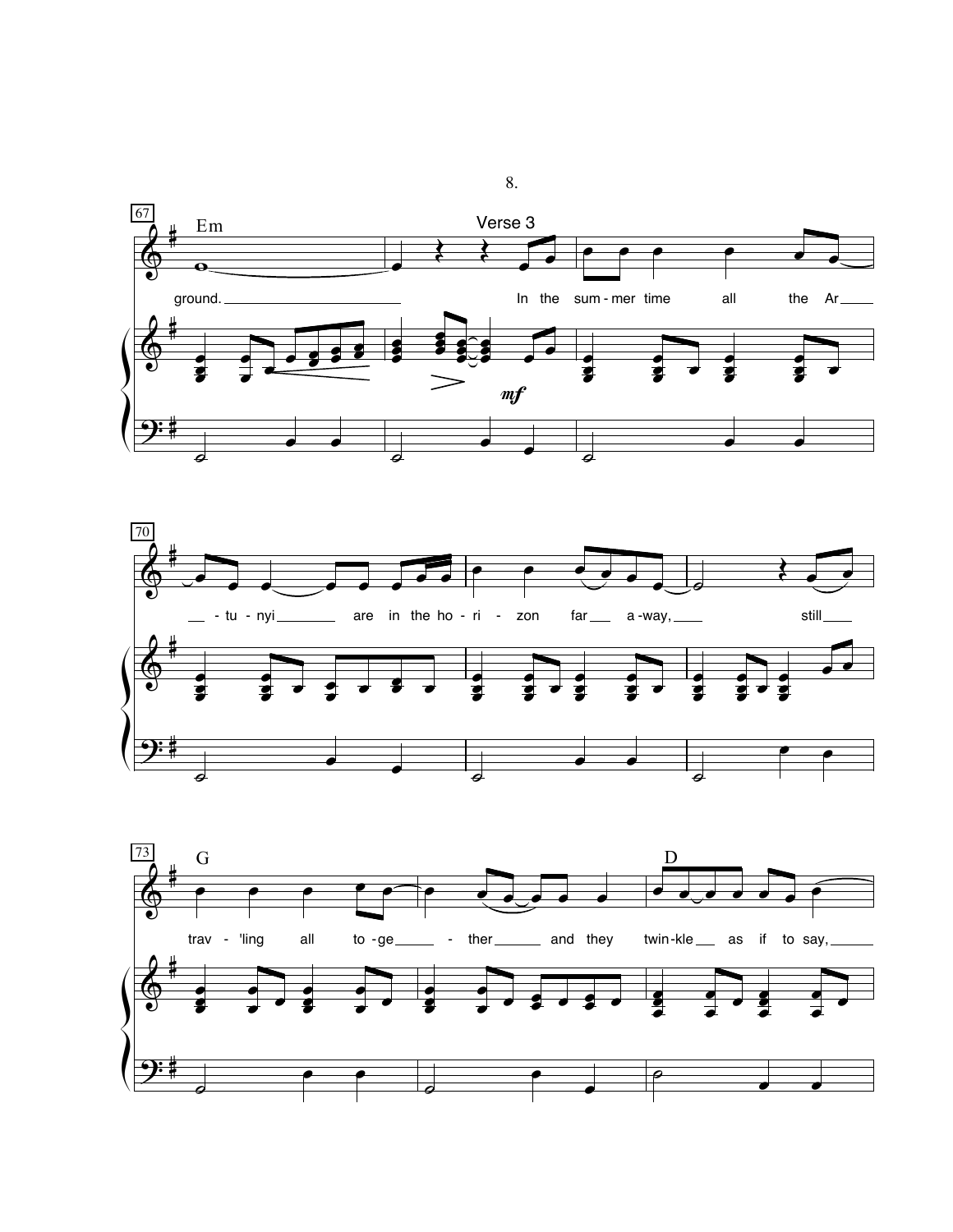Em

Verse 3

ground. In the sum-mer time all the Ar-tu-nyi are in the ho-ri-zon far a-way, still

*mf*

G D

trav-'ling all to-ge-ther and they twin-kle as if to say,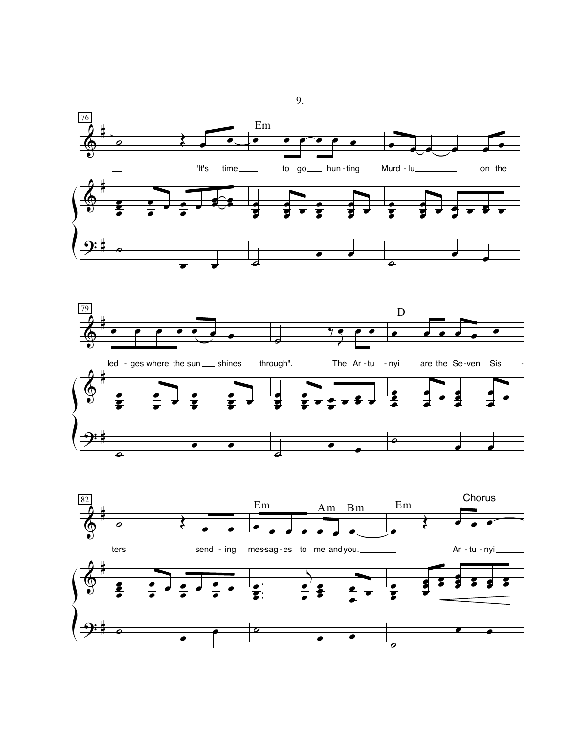76

"It's time to go hunting Murd-lu on the

Em

79

led-ges where the sun shines through". The Ar-tu-nyi are the Se-ven Sis-

D

82

ters send-ing mes-sag-es to me and you. Ar-tu-nyi

Em Am Bm Em

Chorus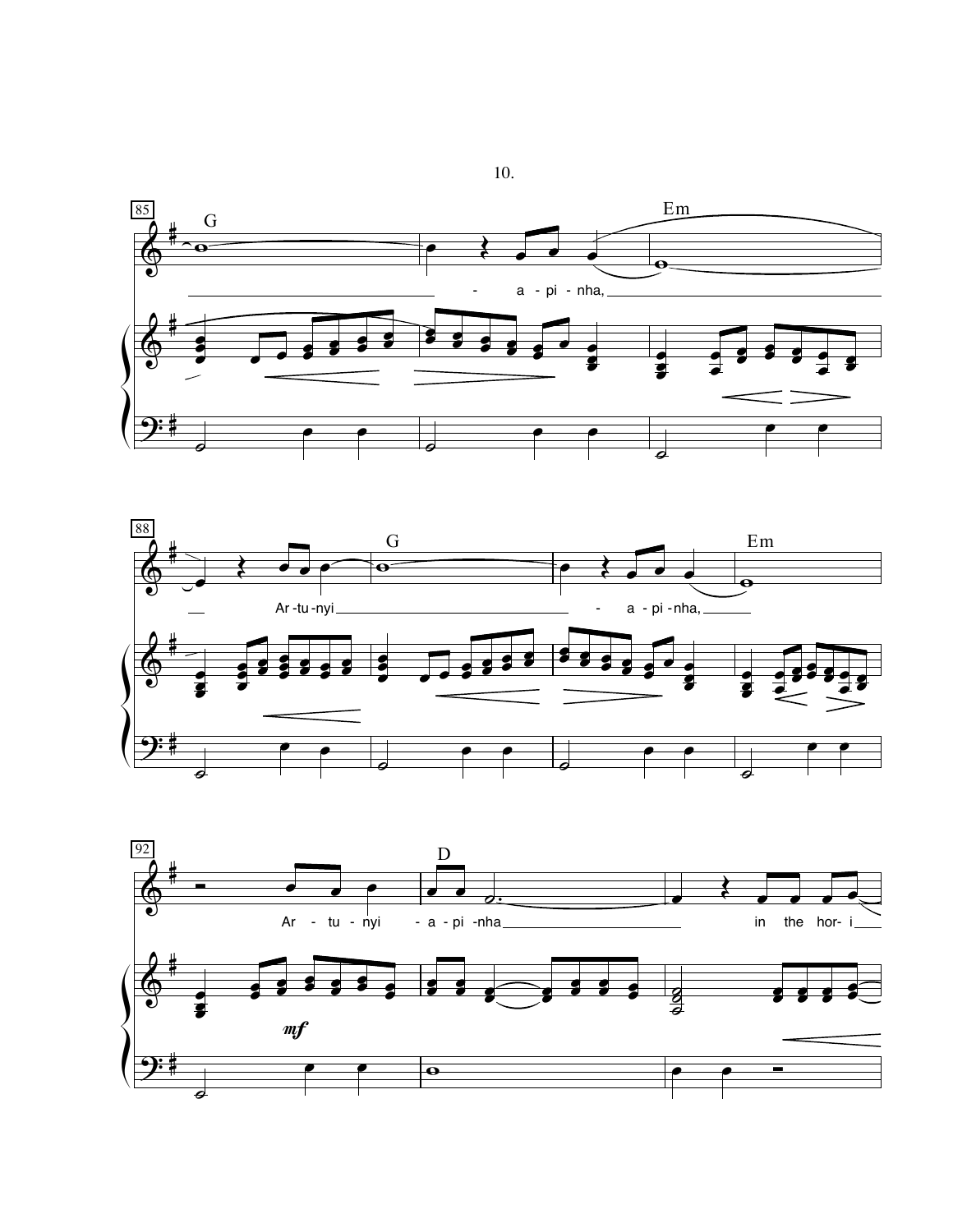85 G Em

\- a - pi - nha,

88 G Em

Ar - tu - nyi \- a - pi - nha,

92 D

Ar - tu - nyi - a - pi - nha in the hor - i

*mf*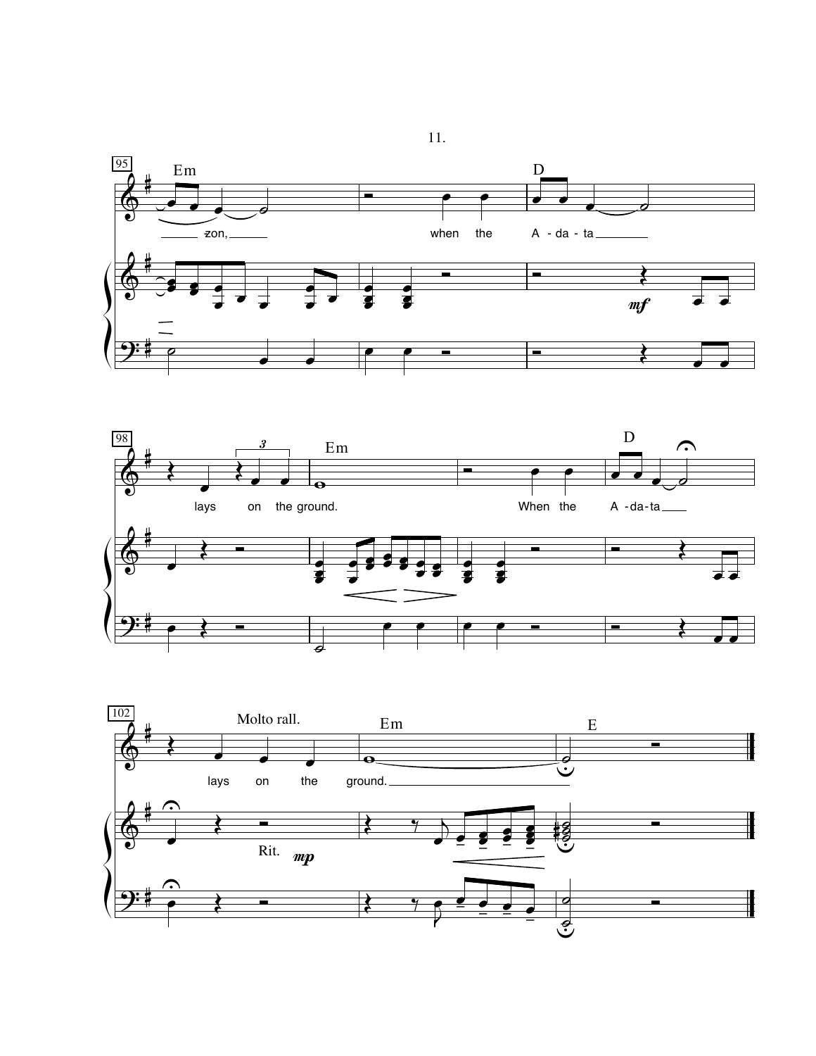95

Em D

zon, when the A - da - ta

*mf*

98

Em D

lays on the ground. When the A - da - ta

102

Molto rall.

Em E

lays on the ground.

Rit. *mp*